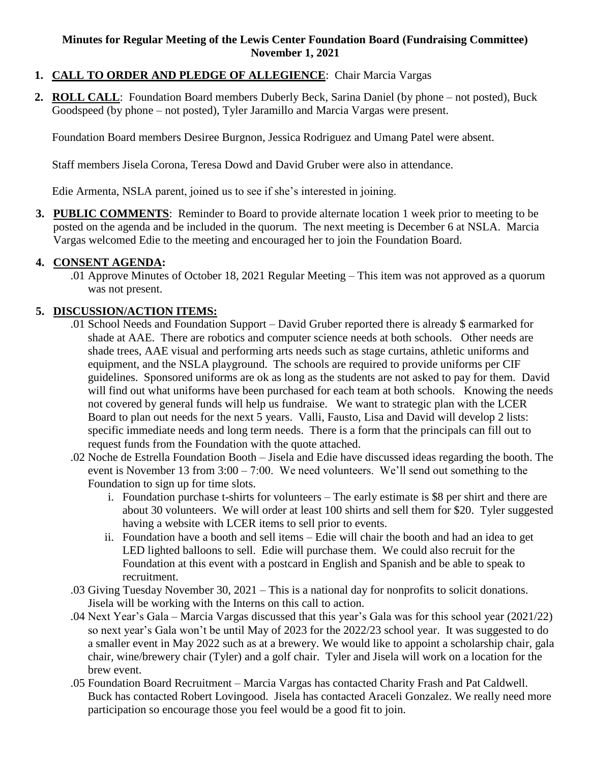**Minutes for Regular Meeting of the Lewis Center Foundation Board (Fundraising Committee)**
**November 1, 2021**

1. **CALL TO ORDER AND PLEDGE OF ALLEGIENCE**: Chair Marcia Vargas

2. **ROLL CALL**: Foundation Board members Duberly Beck, Sarina Daniel (by phone – not posted), Buck Goodspeed (by phone – not posted), Tyler Jaramillo and Marcia Vargas were present.

   Foundation Board members Desiree Burgnon, Jessica Rodriguez and Umang Patel were absent.

   Staff members Jisela Corona, Teresa Dowd and David Gruber were also in attendance.

   Edie Armenta, NSLA parent, joined us to see if she's interested in joining.

3. **PUBLIC COMMENTS**: Reminder to Board to provide alternate location 1 week prior to meeting to be posted on the agenda and be included in the quorum. The next meeting is December 6 at NSLA. Marcia Vargas welcomed Edie to the meeting and encouraged her to join the Foundation Board.

4. **CONSENT AGENDA:**
   - .01 Approve Minutes of October 18, 2021 Regular Meeting – This item was not approved as a quorum was not present.

5. **DISCUSSION/ACTION ITEMS:**
   - .01 School Needs and Foundation Support – David Gruber reported there is already $ earmarked for shade at AAE. There are robotics and computer science needs at both schools. Other needs are shade trees, AAE visual and performing arts needs such as stage curtains, athletic uniforms and equipment, and the NSLA playground. The schools are required to provide uniforms per CIF guidelines. Sponsored uniforms are ok as long as the students are not asked to pay for them. David will find out what uniforms have been purchased for each team at both schools. Knowing the needs not covered by general funds will help us fundraise. We want to strategic plan with the LCER Board to plan out needs for the next 5 years. Valli, Fausto, Lisa and David will develop 2 lists: specific immediate needs and long term needs. There is a form that the principals can fill out to request funds from the Foundation with the quote attached.
   - .02 Noche de Estrella Foundation Booth – Jisela and Edie have discussed ideas regarding the booth. The event is November 13 from 3:00 – 7:00. We need volunteers. We'll send out something to the Foundation to sign up for time slots.
     - i. Foundation purchase t-shirts for volunteers – The early estimate is $8 per shirt and there are about 30 volunteers. We will order at least 100 shirts and sell them for $20. Tyler suggested having a website with LCER items to sell prior to events.
     - ii. Foundation have a booth and sell items – Edie will chair the booth and had an idea to get LED lighted balloons to sell. Edie will purchase them. We could also recruit for the Foundation at this event with a postcard in English and Spanish and be able to speak to recruitment.
   - .03 Giving Tuesday November 30, 2021 – This is a national day for nonprofits to solicit donations. Jisela will be working with the Interns on this call to action.
   - .04 Next Year's Gala – Marcia Vargas discussed that this year's Gala was for this school year (2021/22) so next year's Gala won't be until May of 2023 for the 2022/23 school year. It was suggested to do a smaller event in May 2022 such as at a brewery. We would like to appoint a scholarship chair, gala chair, wine/brewery chair (Tyler) and a golf chair. Tyler and Jisela will work on a location for the brew event.
   - .05 Foundation Board Recruitment – Marcia Vargas has contacted Charity Frash and Pat Caldwell. Buck has contacted Robert Lovingood. Jisela has contacted Araceli Gonzalez. We really need more participation so encourage those you feel would be a good fit to join.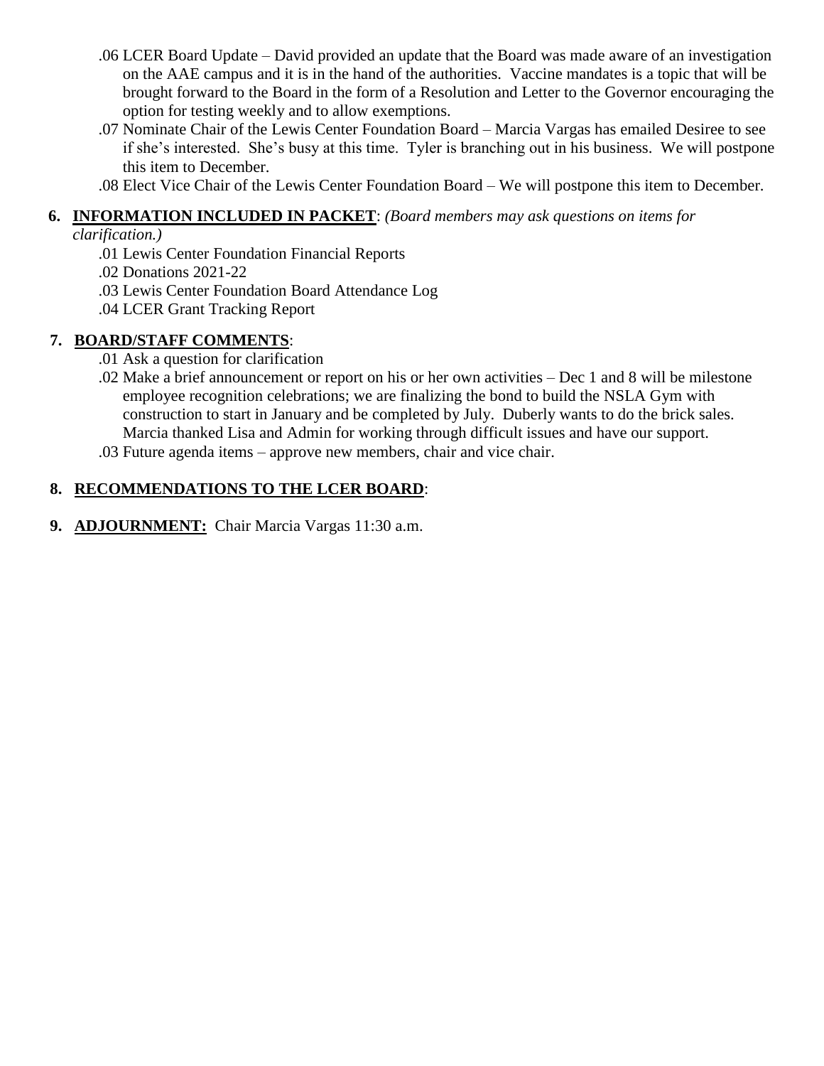.06 LCER Board Update – David provided an update that the Board was made aware of an investigation on the AAE campus and it is in the hand of the authorities. Vaccine mandates is a topic that will be brought forward to the Board in the form of a Resolution and Letter to the Governor encouraging the option for testing weekly and to allow exemptions.

.07 Nominate Chair of the Lewis Center Foundation Board – Marcia Vargas has emailed Desiree to see if she's interested. She's busy at this time. Tyler is branching out in his business. We will postpone this item to December.

.08 Elect Vice Chair of the Lewis Center Foundation Board – We will postpone this item to December.

**6. INFORMATION INCLUDED IN PACKET**: *(Board members may ask questions on items for clarification.)*

.01 Lewis Center Foundation Financial Reports

.02 Donations 2021-22

.03 Lewis Center Foundation Board Attendance Log

.04 LCER Grant Tracking Report

**7. BOARD/STAFF COMMENTS**:

.01 Ask a question for clarification

.02 Make a brief announcement or report on his or her own activities – Dec 1 and 8 will be milestone employee recognition celebrations; we are finalizing the bond to build the NSLA Gym with construction to start in January and be completed by July. Duberly wants to do the brick sales. Marcia thanked Lisa and Admin for working through difficult issues and have our support.

.03 Future agenda items – approve new members, chair and vice chair.

**8. RECOMMENDATIONS TO THE LCER BOARD**:

**9. ADJOURNMENT:** Chair Marcia Vargas 11:30 a.m.